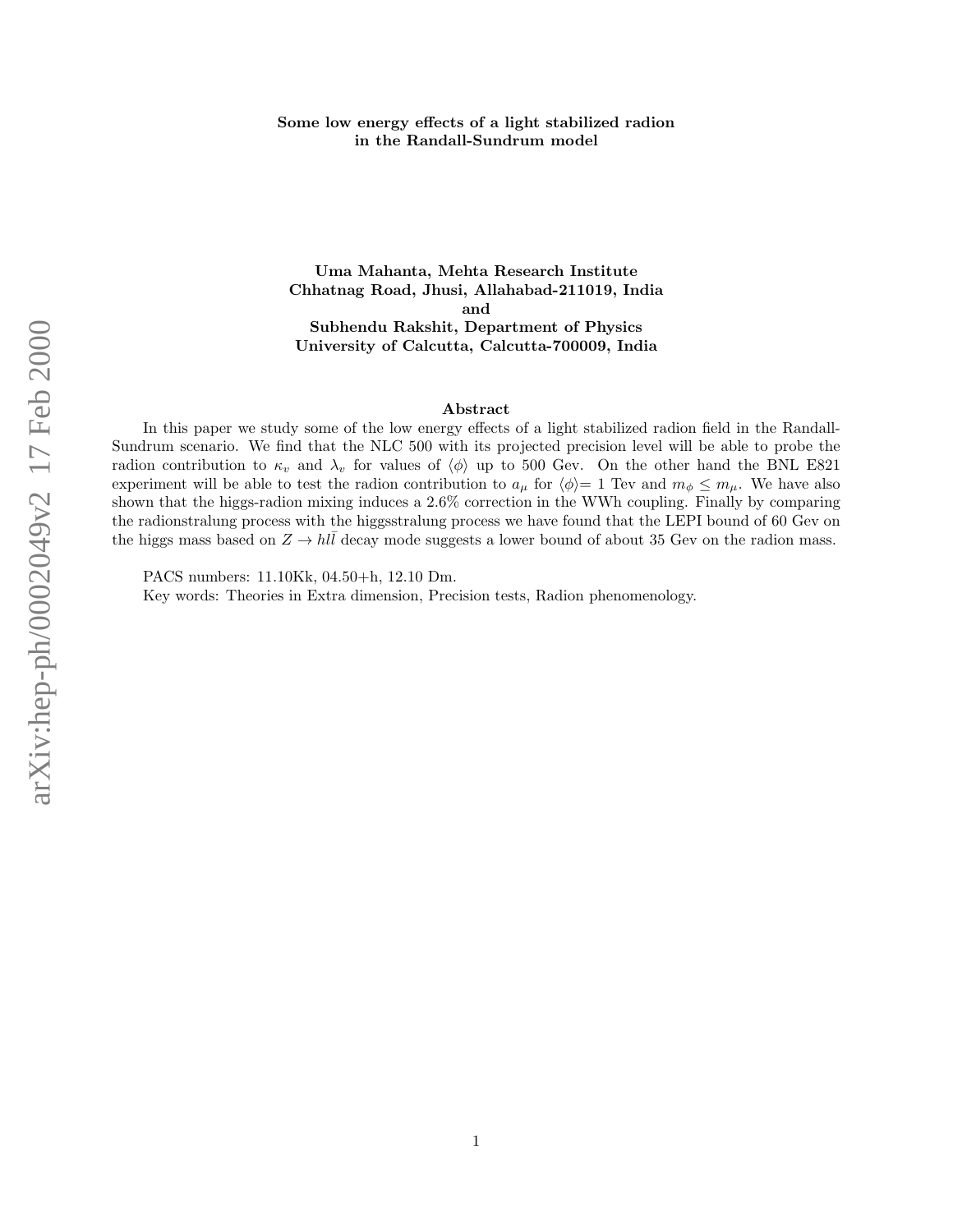# Some low energy effects of a light stabilized radion in the Randall-Sundrum model

**Uma Mahanta, Mehta Research Institute**
**Chhatnag Road, Jhusi, Allahabad-211019, India**
**and**
**Subhendu Rakshit, Department of Physics**
**University of Calcutta, Calcutta-700009, India**

## Abstract

In this paper we study some of the low energy effects of a light stabilized radion field in the Randall-Sundrum scenario. We find that the NLC 500 with its projected precision level will be able to probe the radion contribution to $\kappa_v$ and $\lambda_v$ for values of $\langle\phi\rangle$ up to 500 Gev. On the other hand the BNL E821 experiment will be able to test the radion contribution to $a_\mu$ for $\langle\phi\rangle$= 1 Tev and $m_\phi \leq m_\mu$. We have also shown that the higgs-radion mixing induces a 2.6% correction in the WWh coupling. Finally by comparing the radionstralung process with the higgsstralung process we have found that the LEPI bound of 60 Gev on the higgs mass based on $Z \to hl\bar{l}$ decay mode suggests a lower bound of about 35 Gev on the radion mass.

PACS numbers: 11.10Kk, 04.50+h, 12.10 Dm.

Key words: Theories in Extra dimension, Precision tests, Radion phenomenology.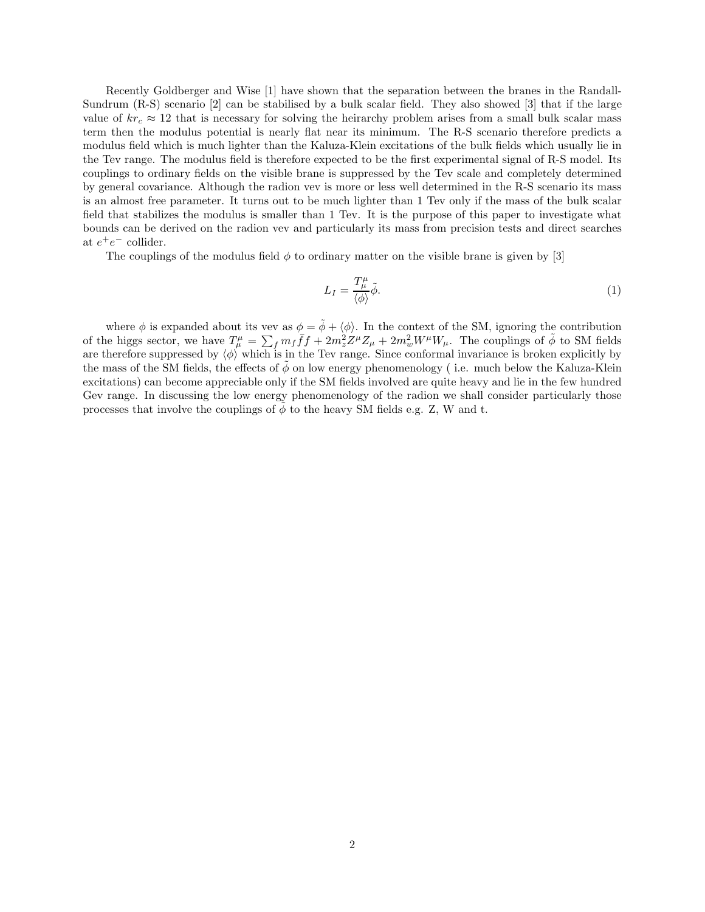Recently Goldberger and Wise [1] have shown that the separation between the branes in the Randall-Sundrum (R-S) scenario [2] can be stabilised by a bulk scalar field. They also showed [3] that if the large value of $kr_c \approx 12$ that is necessary for solving the heirarchy problem arises from a small bulk scalar mass term then the modulus potential is nearly flat near its minimum. The R-S scenario therefore predicts a modulus field which is much lighter than the Kaluza-Klein excitations of the bulk fields which usually lie in the Tev range. The modulus field is therefore expected to be the first experimental signal of R-S model. Its couplings to ordinary fields on the visible brane is suppressed by the Tev scale and completely determined by general covariance. Although the radion vev is more or less well determined in the R-S scenario its mass is an almost free parameter. It turns out to be much lighter than 1 Tev only if the mass of the bulk scalar field that stabilizes the modulus is smaller than 1 Tev. It is the purpose of this paper to investigate what bounds can be derived on the radion vev and particularly its mass from precision tests and direct searches at $e^+e^-$ collider.

The couplings of the modulus field $\phi$ to ordinary matter on the visible brane is given by [3]

$$L_I = \frac{T^\mu_\mu}{\langle\phi\rangle}\tilde{\phi}. \tag{1}$$

where $\phi$ is expanded about its vev as $\phi = \tilde{\phi} + \langle\phi\rangle$. In the context of the SM, ignoring the contribution of the higgs sector, we have $T^\mu_\mu = \sum_f m_f \bar{f} f + 2m_z^2 Z^\mu Z_\mu + 2m_w^2 W^\mu W_\mu$. The couplings of $\tilde{\phi}$ to SM fields are therefore suppressed by $\langle\phi\rangle$ which is in the Tev range. Since conformal invariance is broken explicitly by the mass of the SM fields, the effects of $\tilde{\phi}$ on low energy phenomenology ( i.e. much below the Kaluza-Klein excitations) can become appreciable only if the SM fields involved are quite heavy and lie in the few hundred Gev range. In discussing the low energy phenomenology of the radion we shall consider particularly those processes that involve the couplings of $\tilde{\phi}$ to the heavy SM fields e.g. Z, W and t.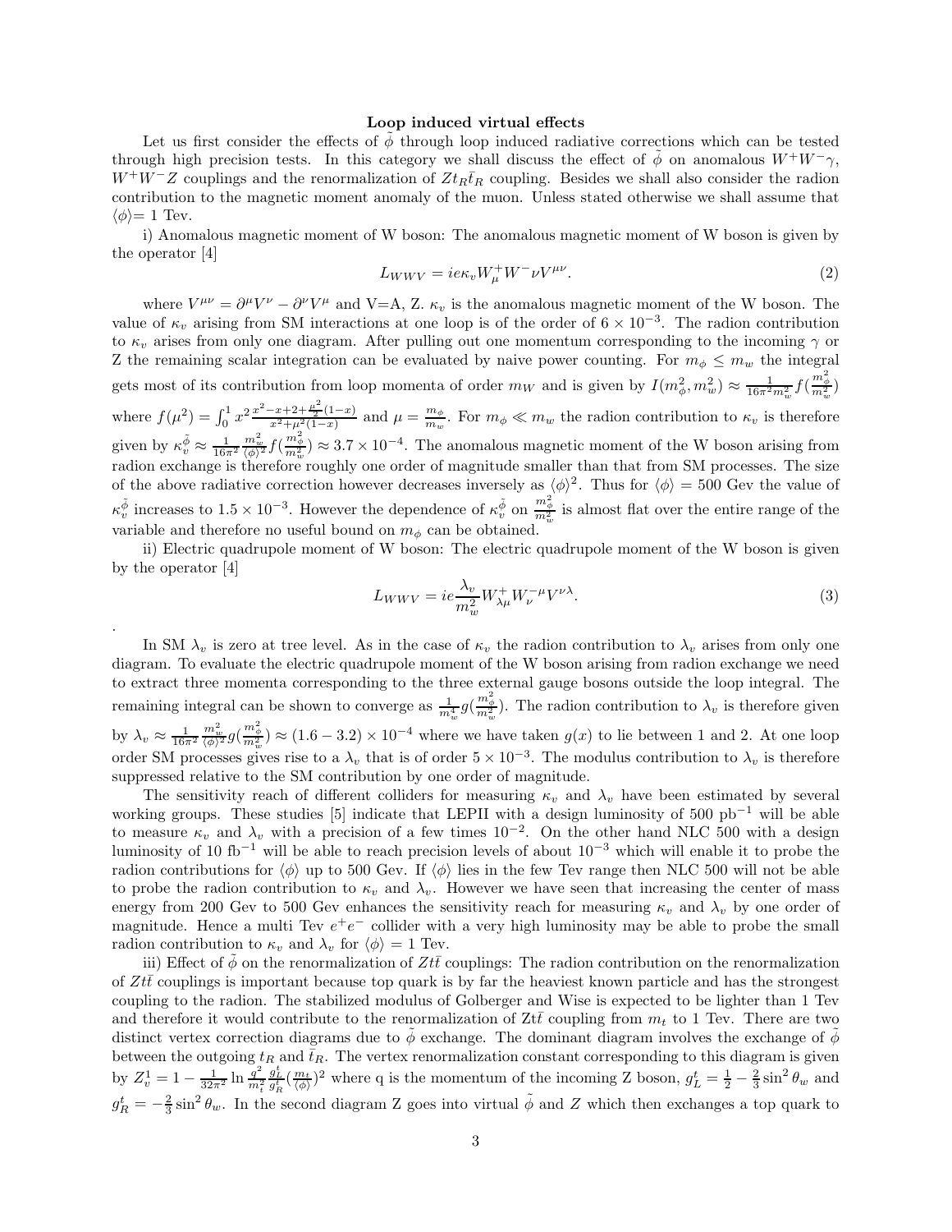**Loop induced virtual effects**

Let us first consider the effects of $\tilde{\phi}$ through loop induced radiative corrections which can be tested through high precision tests. In this category we shall discuss the effect of $\tilde{\phi}$ on anomalous $W^+W^-\gamma$, $W^+W^-Z$ couplings and the renormalization of $Zt_R\bar{t}_R$ coupling. Besides we shall also consider the radion contribution to the magnetic moment anomaly of the muon. Unless stated otherwise we shall assume that $\langle\phi\rangle$= 1 Tev.

i) Anomalous magnetic moment of W boson: The anomalous magnetic moment of W boson is given by the operator [4]

$$L_{WWV} = ie\kappa_v W^+_\mu W^-\nu V^{\mu\nu}. \tag{2}$$

where $V^{\mu\nu} = \partial^\mu V^\nu - \partial^\nu V^\mu$ and V=A, Z. $\kappa_v$ is the anomalous magnetic moment of the W boson. The value of $\kappa_v$ arising from SM interactions at one loop is of the order of $6 \times 10^{-3}$. The radion contribution to $\kappa_v$ arises from only one diagram. After pulling out one momentum corresponding to the incoming $\gamma$ or Z the remaining scalar integration can be evaluated by naive power counting. For $m_\phi \leq m_w$ the integral gets most of its contribution from loop momenta of order $m_W$ and is given by $I(m_\phi^2, m_w^2) \approx \frac{1}{16\pi^2 m_w^2} f(\frac{m_\phi^2}{m_w^2})$ where $f(\mu^2) = \int_0^1 x^2 \frac{x^2 - x + 2 + \frac{\mu^2}{2}(1-x)}{x^2 + \mu^2(1-x)}$ and $\mu = \frac{m_\phi}{m_w}$. For $m_\phi \ll m_w$ the radion contribution to $\kappa_v$ is therefore given by $\kappa_v^{\tilde{\phi}} \approx \frac{1}{16\pi^2} \frac{m_w^2}{\langle\phi\rangle^2} f(\frac{m_\phi^2}{m_w^2}) \approx 3.7 \times 10^{-4}$. The anomalous magnetic moment of the W boson arising from radion exchange is therefore roughly one order of magnitude smaller than that from SM processes. The size of the above radiative correction however decreases inversely as $\langle\phi\rangle^2$. Thus for $\langle\phi\rangle = 500$ Gev the value of $\kappa_v^{\tilde{\phi}}$ increases to $1.5 \times 10^{-3}$. However the dependence of $\kappa_v^{\tilde{\phi}}$ on $\frac{m_\phi^2}{m_w^2}$ is almost flat over the entire range of the variable and therefore no useful bound on $m_\phi$ can be obtained.

ii) Electric quadrupole moment of W boson: The electric quadrupole moment of the W boson is given by the operator [4]

$$L_{WWV} = ie\frac{\lambda_v}{m_w^2} W^+_{\lambda\mu} W^{-\mu}_\nu V^{\nu\lambda}. \tag{3}$$

.

In SM $\lambda_v$ is zero at tree level. As in the case of $\kappa_v$ the radion contribution to $\lambda_v$ arises from only one diagram. To evaluate the electric quadrupole moment of the W boson arising from radion exchange we need to extract three momenta corresponding to the three external gauge bosons outside the loop integral. The remaining integral can be shown to converge as $\frac{1}{m_w^4} g(\frac{m_\phi^2}{m_w^2})$. The radion contribution to $\lambda_v$ is therefore given by $\lambda_v \approx \frac{1}{16\pi^2} \frac{m_w^2}{\langle\phi\rangle^2} g(\frac{m_\phi^2}{m_w^2}) \approx (1.6 - 3.2) \times 10^{-4}$ where we have taken $g(x)$ to lie between 1 and 2. At one loop order SM processes gives rise to a $\lambda_v$ that is of order $5 \times 10^{-3}$. The modulus contribution to $\lambda_v$ is therefore suppressed relative to the SM contribution by one order of magnitude.

The sensitivity reach of different colliders for measuring $\kappa_v$ and $\lambda_v$ have been estimated by several working groups. These studies [5] indicate that LEPII with a design luminosity of 500 pb$^{-1}$ will be able to measure $\kappa_v$ and $\lambda_v$ with a precision of a few times $10^{-2}$. On the other hand NLC 500 with a design luminosity of 10 fb$^{-1}$ will be able to reach precision levels of about $10^{-3}$ which will enable it to probe the radion contributions for $\langle\phi\rangle$ up to 500 Gev. If $\langle\phi\rangle$ lies in the few Tev range then NLC 500 will not be able to probe the radion contribution to $\kappa_v$ and $\lambda_v$. However we have seen that increasing the center of mass energy from 200 Gev to 500 Gev enhances the sensitivity reach for measuring $\kappa_v$ and $\lambda_v$ by one order of magnitude. Hence a multi Tev $e^+e^-$ collider with a very high luminosity may be able to probe the small radion contribution to $\kappa_v$ and $\lambda_v$ for $\langle\phi\rangle = 1$ Tev.

iii) Effect of $\tilde{\phi}$ on the renormalization of $Zt\bar{t}$ couplings: The radion contribution on the renormalization of $Zt\bar{t}$ couplings is important because top quark is by far the heaviest known particle and has the strongest coupling to the radion. The stabilized modulus of Golberger and Wise is expected to be lighter than 1 Tev and therefore it would contribute to the renormalization of Zt$\bar{t}$ coupling from $m_t$ to 1 Tev. There are two distinct vertex correction diagrams due to $\tilde{\phi}$ exchange. The dominant diagram involves the exchange of $\tilde{\phi}$ between the outgoing $t_R$ and $\bar{t}_R$. The vertex renormalization constant corresponding to this diagram is given by $Z_v^1 = 1 - \frac{1}{32\pi^2} \ln \frac{q^2}{m_t^2} \frac{g_L^t}{g_R^t} (\frac{m_t}{\langle\phi\rangle})^2$ where q is the momentum of the incoming Z boson, $g_L^t = \frac{1}{2} - \frac{2}{3}\sin^2\theta_w$ and $g_R^t = -\frac{2}{3}\sin^2\theta_w$. In the second diagram Z goes into virtual $\tilde{\phi}$ and $Z$ which then exchanges a top quark to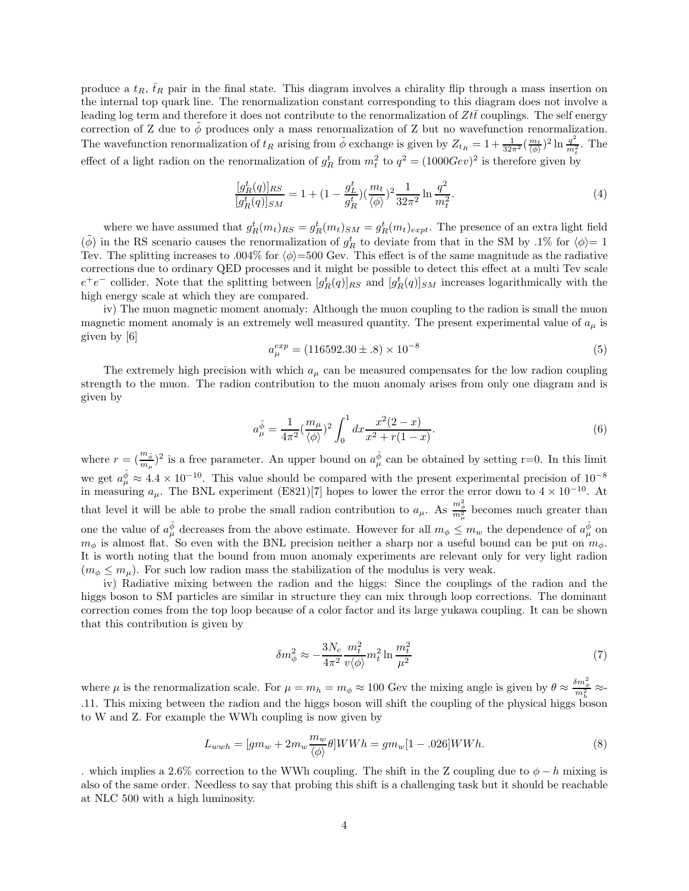produce a $t_R$, $\bar{t}_R$ pair in the final state. This diagram involves a chirality flip through a mass insertion on the internal top quark line. The renormalization constant corresponding to this diagram does not involve a leading log term and therefore it does not contribute to the renormalization of $Zt\bar{t}$ couplings. The self energy correction of Z due to $\tilde{\phi}$ produces only a mass renormalization of Z but no wavefunction renormalization. The wavefunction renormalization of $t_R$ arising from $\tilde{\phi}$ exchange is given by $Z_{t_R} = 1 + \frac{1}{32\pi^2}(\frac{m_t}{\langle\phi\rangle})^2 \ln\frac{q^2}{m_t^2}$. The effect of a light radion on the renormalization of $g_R^t$ from $m_t^2$ to $q^2 = (1000 Gev)^2$ is therefore given by

$$\frac{[g_R^t(q)]_{RS}}{[g_R^t(q)]_{SM}} = 1 + (1 - \frac{g_L^t}{g_R^t})(\frac{m_t}{\langle\phi\rangle})^2 \frac{1}{32\pi^2} \ln\frac{q^2}{m_t^2}. \tag{4}$$

where we have assumed that $g_R^t(m_t)_{RS} = g_R^t(m_t)_{SM} = g_R^t(m_t)_{expt}$. The presence of an extra light field ($\tilde{\phi}$) in the RS scenario causes the renormalization of $g_R^t$ to deviate from that in the SM by .1% for $\langle\phi\rangle$= 1 Tev. The splitting increases to .004% for $\langle\phi\rangle$=500 Gev. This effect is of the same magnitude as the radiative corrections due to ordinary QED processes and it might be possible to detect this effect at a multi Tev scale $e^+e^-$ collider. Note that the splitting between $[g_R^t(q)]_{RS}$ and $[g_R^t(q)]_{SM}$ increases logarithmically with the high energy scale at which they are compared.

iv) The muon magnetic moment anomaly: Although the muon coupling to the radion is small the muon magnetic moment anomaly is an extremely well measured quantity. The present experimental value of $a_\mu$ is given by [6]

$$a_\mu^{exp} = (116592.30 \pm .8) \times 10^{-8} \tag{5}$$

The extremely high precision with which $a_\mu$ can be measured compensates for the low radion coupling strength to the muon. The radion contribution to the muon anomaly arises from only one diagram and is given by

$$a_\mu^{\tilde{\phi}} = \frac{1}{4\pi^2}(\frac{m_\mu}{\langle\phi\rangle})^2 \int_0^1 dx \frac{x^2(2-x)}{x^2 + r(1-x)}. \tag{6}$$

where $r = (\frac{m_{\tilde{\phi}}}{m_\mu})^2$ is a free parameter. An upper bound on $a_\mu^{\tilde{\phi}}$ can be obtained by setting r=0. In this limit we get $a_\mu^{\tilde{\phi}} \approx 4.4 \times 10^{-10}$. This value should be compared with the present experimental precision of $10^{-8}$ in measuring $a_\mu$. The BNL experiment (E821)[7] hopes to lower the error the error down to $4 \times 10^{-10}$. At that level it will be able to probe the small radion contribution to $a_\mu$. As $\frac{m_\phi^2}{m_\mu^2}$ becomes much greater than one the value of $a_\mu^{\tilde{\phi}}$ decreases from the above estimate. However for all $m_\phi \leq m_w$ the dependence of $a_\mu^{\tilde{\phi}}$ on $m_\phi$ is almost flat. So even with the BNL precision neither a sharp nor a useful bound can be put on $m_\phi$. It is worth noting that the bound from muon anomaly experiments are relevant only for very light radion ($m_\phi \leq m_\mu$). For such low radion mass the stabilization of the modulus is very weak.

iv) Radiative mixing between the radion and the higgs: Since the couplings of the radion and the higgs boson to SM particles are similar in structure they can mix through loop corrections. The dominant correction comes from the top loop because of a color factor and its large yukawa coupling. It can be shown that this contribution is given by

$$\delta m_\phi^2 \approx -\frac{3N_c}{4\pi^2} \frac{m_t^2}{v\langle\phi\rangle} m_t^2 \ln\frac{m_t^2}{\mu^2} \tag{7}$$

where $\mu$ is the renormalization scale. For $\mu = m_h = m_\phi \approx 100$ Gev the mixing angle is given by $\theta \approx \frac{\delta m_\phi^2}{m_h^2} \approx$-.11. This mixing between the radion and the higgs boson will shift the coupling of the physical higgs boson to W and Z. For example the WWh coupling is now given by

$$L_{wwh} = [g m_w + 2 m_w \frac{m_w}{\langle\phi\rangle}\theta] WWh = g m_w [1 - .026] WWh. \tag{8}$$

. which implies a 2.6% correction to the WWh coupling. The shift in the Z coupling due to $\phi - h$ mixing is also of the same order. Needless to say that probing this shift is a challenging task but it should be reachable at NLC 500 with a high luminosity.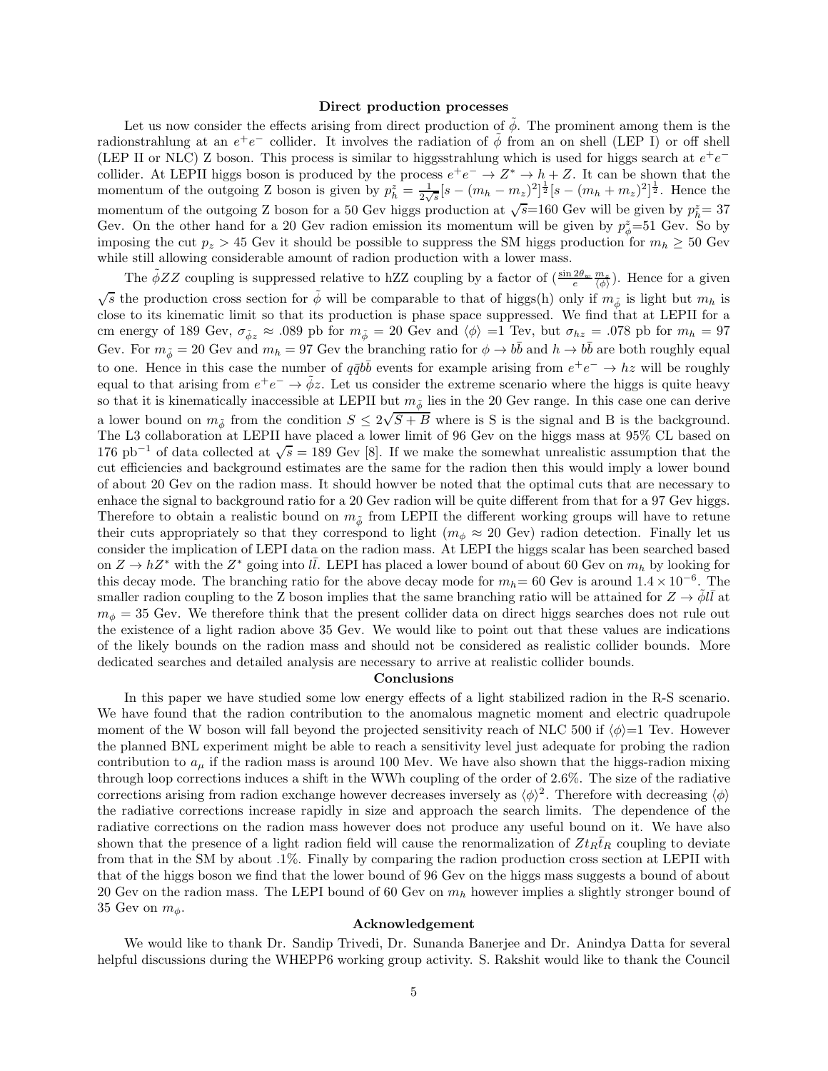## Direct production processes

Let us now consider the effects arising from direct production of $\tilde{\phi}$. The prominent among them is the radionstrahlung at an $e^+e^-$ collider. It involves the radiation of $\tilde{\phi}$ from an on shell (LEP I) or off shell (LEP II or NLC) Z boson. This process is similar to higgsstrahlung which is used for higgs search at $e^+e^-$ collider. At LEPII higgs boson is produced by the process $e^+e^- \to Z^* \to h + Z$. It can be shown that the momentum of the outgoing Z boson is given by $p_h^z = \frac{1}{2\sqrt{s}}[s - (m_h - m_z)^2]^{\frac{1}{2}}[s - (m_h + m_z)^2]^{\frac{1}{2}}$. Hence the momentum of the outgoing Z boson for a 50 Gev higgs production at $\sqrt{s}$=160 Gev will be given by $p_h^z$= 37 Gev. On the other hand for a 20 Gev radion emission its momentum will be given by $p_{\tilde{\phi}}^z$=51 Gev. So by imposing the cut $p_z > 45$ Gev it should be possible to suppress the SM higgs production for $m_h \geq 50$ Gev while still allowing considerable amount of radion production with a lower mass.

The $\tilde{\phi}ZZ$ coupling is suppressed relative to hZZ coupling by a factor of $(\frac{\sin 2\theta_w}{e}\frac{m_z}{\langle\phi\rangle})$. Hence for a given $\sqrt{s}$ the production cross section for $\tilde{\phi}$ will be comparable to that of higgs(h) only if $m_{\tilde{\phi}}$ is light but $m_h$ is close to its kinematic limit so that its production is phase space suppressed. We find that at LEPII for a cm energy of 189 Gev, $\sigma_{\tilde{\phi}z} \approx .089$ pb for $m_{\tilde{\phi}} = 20$ Gev and $\langle\phi\rangle$ =1 Tev, but $\sigma_{hz}$ = .078 pb for $m_h$ = 97 Gev. For $m_{\tilde{\phi}} = 20$ Gev and $m_h = 97$ Gev the branching ratio for $\phi \to b\bar{b}$ and $h \to b\bar{b}$ are both roughly equal to one. Hence in this case the number of $q\bar{q}b\bar{b}$ events for example arising from $e^+e^- \to hz$ will be roughly equal to that arising from $e^+e^- \to \tilde{\phi}z$. Let us consider the extreme scenario where the higgs is quite heavy so that it is kinematically inaccessible at LEPII but $m_{\tilde{\phi}}$ lies in the 20 Gev range. In this case one can derive a lower bound on $m_{\tilde{\phi}}$ from the condition $S \leq 2\sqrt{S+B}$ where is S is the signal and B is the background. The L3 collaboration at LEPII have placed a lower limit of 96 Gev on the higgs mass at 95% CL based on 176 pb$^{-1}$ of data collected at $\sqrt{s} = 189$ Gev [8]. If we make the somewhat unrealistic assumption that the cut efficiencies and background estimates are the same for the radion then this would imply a lower bound of about 20 Gev on the radion mass. It should howver be noted that the optimal cuts that are necessary to enhace the signal to background ratio for a 20 Gev radion will be quite different from that for a 97 Gev higgs. Therefore to obtain a realistic bound on $m_{\tilde{\phi}}$ from LEPII the different working groups will have to retune their cuts appropriately so that they correspond to light ($m_\phi \approx 20$ Gev) radion detection. Finally let us consider the implication of LEPI data on the radion mass. At LEPI the higgs scalar has been searched based on $Z \to hZ^*$ with the $Z^*$ going into $l\bar{l}$. LEPI has placed a lower bound of about 60 Gev on $m_h$ by looking for this decay mode. The branching ratio for the above decay mode for $m_h$= 60 Gev is around $1.4 \times 10^{-6}$. The smaller radion coupling to the Z boson implies that the same branching ratio will be attained for $Z \to \tilde{\phi}l\bar{l}$ at $m_\phi$ = 35 Gev. We therefore think that the present collider data on direct higgs searches does not rule out the existence of a light radion above 35 Gev. We would like to point out that these values are indications of the likely bounds on the radion mass and should not be considered as realistic collider bounds. More dedicated searches and detailed analysis are necessary to arrive at realistic collider bounds.

## Conclusions

In this paper we have studied some low energy effects of a light stabilized radion in the R-S scenario. We have found that the radion contribution to the anomalous magnetic moment and electric quadrupole moment of the W boson will fall beyond the projected sensitivity reach of NLC 500 if $\langle\phi\rangle$=1 Tev. However the planned BNL experiment might be able to reach a sensitivity level just adequate for probing the radion contribution to $a_\mu$ if the radion mass is around 100 Mev. We have also shown that the higgs-radion mixing through loop corrections induces a shift in the WWh coupling of the order of 2.6%. The size of the radiative corrections arising from radion exchange however decreases inversely as $\langle\phi\rangle^2$. Therefore with decreasing $\langle\phi\rangle$ the radiative corrections increase rapidly in size and approach the search limits. The dependence of the radiative corrections on the radion mass however does not produce any useful bound on it. We have also shown that the presence of a light radion field will cause the renormalization of $Zt_R\bar{t}_R$ coupling to deviate from that in the SM by about .1%. Finally by comparing the radion production cross section at LEPII with that of the higgs boson we find that the lower bound of 96 Gev on the higgs mass suggests a bound of about 20 Gev on the radion mass. The LEPI bound of 60 Gev on $m_h$ however implies a slightly stronger bound of 35 Gev on $m_\phi$.

## Acknowledgement

We would like to thank Dr. Sandip Trivedi, Dr. Sunanda Banerjee and Dr. Anindya Datta for several helpful discussions during the WHEPP6 working group activity. S. Rakshit would like to thank the Council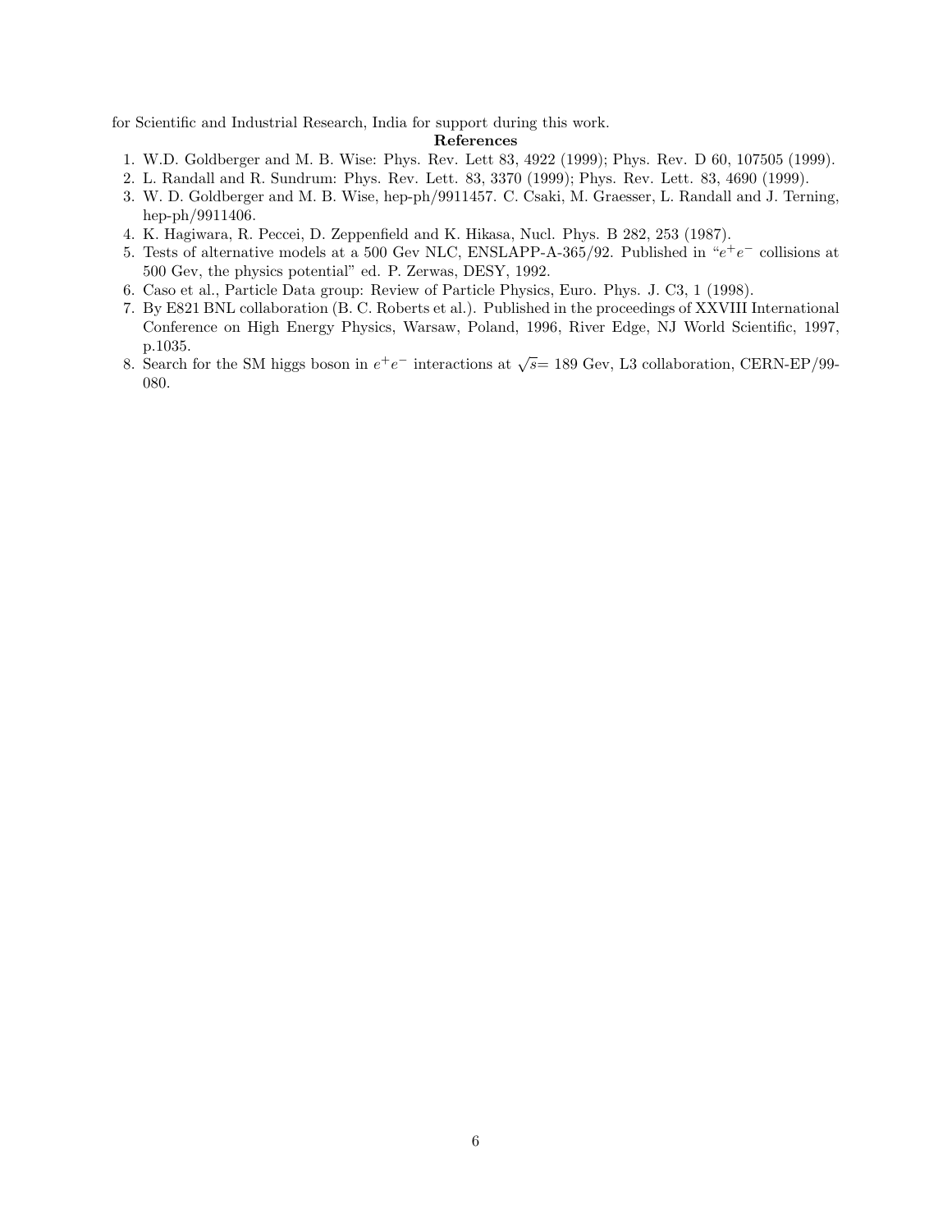for Scientific and Industrial Research, India for support during this work.

**References**

1. W.D. Goldberger and M. B. Wise: Phys. Rev. Lett 83, 4922 (1999); Phys. Rev. D 60, 107505 (1999).
2. L. Randall and R. Sundrum: Phys. Rev. Lett. 83, 3370 (1999); Phys. Rev. Lett. 83, 4690 (1999).
3. W. D. Goldberger and M. B. Wise, hep-ph/9911457. C. Csaki, M. Graesser, L. Randall and J. Terning, hep-ph/9911406.
4. K. Hagiwara, R. Peccei, D. Zeppenfield and K. Hikasa, Nucl. Phys. B 282, 253 (1987).
5. Tests of alternative models at a 500 Gev NLC, ENSLAPP-A-365/92. Published in "$e^+e^-$ collisions at 500 Gev, the physics potential" ed. P. Zerwas, DESY, 1992.
6. Caso et al., Particle Data group: Review of Particle Physics, Euro. Phys. J. C3, 1 (1998).
7. By E821 BNL collaboration (B. C. Roberts et al.). Published in the proceedings of XXVIII International Conference on High Energy Physics, Warsaw, Poland, 1996, River Edge, NJ World Scientific, 1997, p.1035.
8. Search for the SM higgs boson in $e^+e^-$ interactions at $\sqrt{s}$= 189 Gev, L3 collaboration, CERN-EP/99-080.